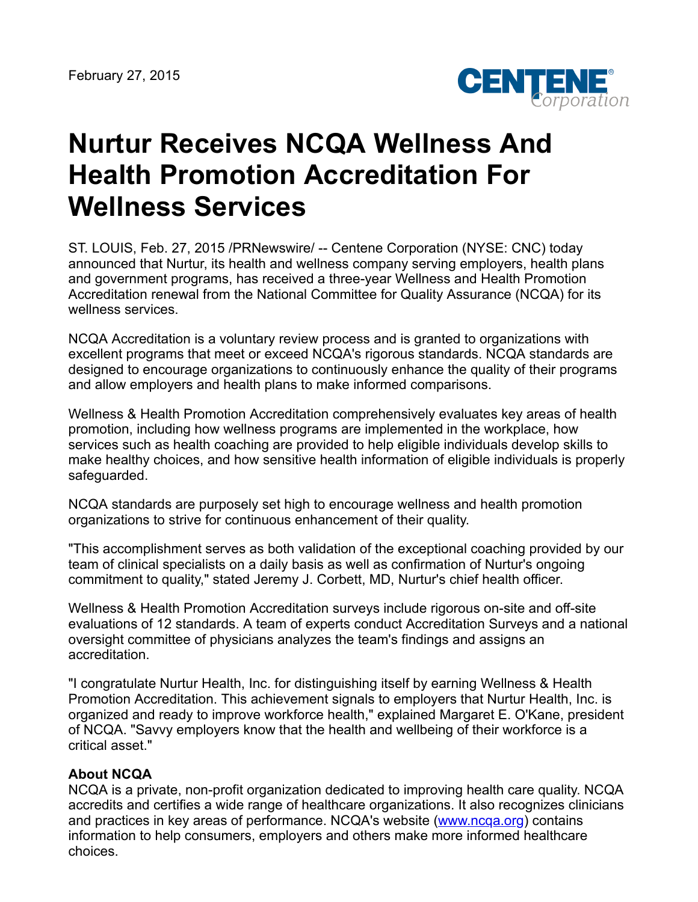February 27, 2015

# Nurtur Receives NCQA Wellness And Health Promotion Accreditation For Wellness Services

ST. LOUIS, Feb. 27, 2015 /PRNewswire/ -- Centene Corporation (NYSE: CNC) today announced that Nurtur, its health and wellness company serving employers, health plans and government programs, has received a three-year Wellness and Health Promotion Accreditation renewal from the National Committee for Quality Assurance (NCQA) for its wellness services.

NCQA Accreditation is a voluntary review process and is granted to organizations with excellent programs that meet or exceed NCQA's rigorous standards. NCQA standards are designed to encourage organizations to continuously enhance the quality of their programs and allow employers and health plans to make informed comparisons.

Wellness & Health Promotion Accreditation comprehensively evaluates key areas of health promotion, including how wellness programs are implemented in the workplace, how services such as health coaching are provided to help eligible individuals develop skills to make healthy choices, and how sensitive health information of eligible individuals is properly safeguarded.

NCQA standards are purposely set high to encourage wellness and health promotion organizations to strive for continuous enhancement of their quality.

"This accomplishment serves as both validation of the exceptional coaching provided by our team of clinical specialists on a daily basis as well as confirmation of Nurtur's ongoing commitment to quality," stated Jeremy J. Corbett, MD, Nurtur's chief health officer.

Wellness & Health Promotion Accreditation surveys include rigorous on-site and off-site evaluations of 12 standards. A team of experts conduct Accreditation Surveys and a national oversight committee of physicians analyzes the team's findings and assigns an accreditation.

"I congratulate Nurtur Health, Inc. for distinguishing itself by earning Wellness & Health Promotion Accreditation. This achievement signals to employers that Nurtur Health, Inc. is organized and ready to improve workforce health," explained Margaret E. O'Kane, president of NCQA. "Savvy employers know that the health and wellbeing of their workforce is a critical asset."

**About NCQA**

NCQA is a private, non-profit organization dedicated to improving health care quality. NCQA accredits and certifies a wide range of healthcare organizations. It also recognizes clinicians and practices in key areas of performance. NCQA's website (www.ncqa.org) contains information to help consumers, employers and others make more informed healthcare choices.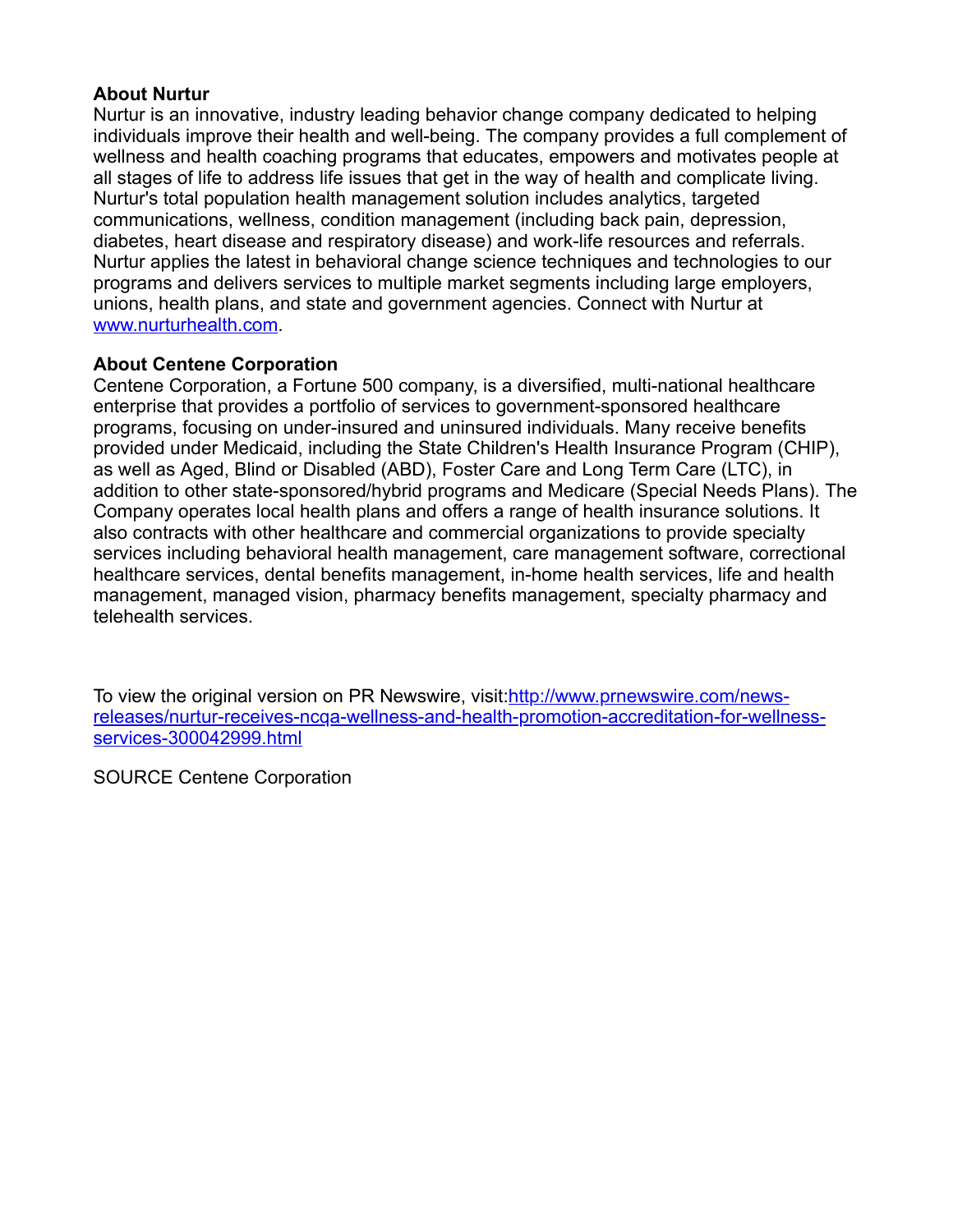**About Nurtur**

Nurtur is an innovative, industry leading behavior change company dedicated to helping individuals improve their health and well-being. The company provides a full complement of wellness and health coaching programs that educates, empowers and motivates people at all stages of life to address life issues that get in the way of health and complicate living. Nurtur's total population health management solution includes analytics, targeted communications, wellness, condition management (including back pain, depression, diabetes, heart disease and respiratory disease) and work-life resources and referrals. Nurtur applies the latest in behavioral change science techniques and technologies to our programs and delivers services to multiple market segments including large employers, unions, health plans, and state and government agencies. Connect with Nurtur at [www.nurturhealth.com](www.nurturhealth.com).

**About Centene Corporation**

Centene Corporation, a Fortune 500 company, is a diversified, multi-national healthcare enterprise that provides a portfolio of services to government-sponsored healthcare programs, focusing on under-insured and uninsured individuals. Many receive benefits provided under Medicaid, including the State Children's Health Insurance Program (CHIP), as well as Aged, Blind or Disabled (ABD), Foster Care and Long Term Care (LTC), in addition to other state-sponsored/hybrid programs and Medicare (Special Needs Plans). The Company operates local health plans and offers a range of health insurance solutions. It also contracts with other healthcare and commercial organizations to provide specialty services including behavioral health management, care management software, correctional healthcare services, dental benefits management, in-home health services, life and health management, managed vision, pharmacy benefits management, specialty pharmacy and telehealth services.

To view the original version on PR Newswire, visit:[http://www.prnewswire.com/news-releases/nurtur-receives-ncqa-wellness-and-health-promotion-accreditation-for-wellness-services-300042999.html](http://www.prnewswire.com/news-releases/nurtur-receives-ncqa-wellness-and-health-promotion-accreditation-for-wellness-services-300042999.html)

SOURCE Centene Corporation